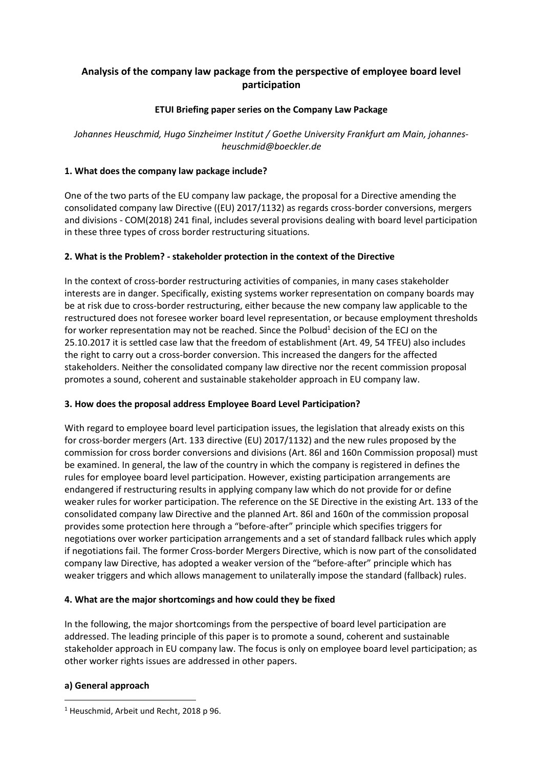# Analysis of the company law package from the perspective of employee board level participation

**ETUI Briefing paper series on the Company Law Package**

*Johannes Heuschmid, Hugo Sinzheimer Institut / Goethe University Frankfurt am Main, johannes-heuschmid@boeckler.de*

## 1. What does the company law package include?

One of the two parts of the EU company law package, the proposal for a Directive amending the consolidated company law Directive ((EU) 2017/1132) as regards cross-border conversions, mergers and divisions - COM(2018) 241 final, includes several provisions dealing with board level participation in these three types of cross border restructuring situations.

## 2. What is the Problem? - stakeholder protection in the context of the Directive

In the context of cross-border restructuring activities of companies, in many cases stakeholder interests are in danger. Specifically, existing systems worker representation on company boards may be at risk due to cross-border restructuring, either because the new company law applicable to the restructured does not foresee worker board level representation, or because employment thresholds for worker representation may not be reached. Since the Polbud[1] decision of the ECJ on the 25.10.2017 it is settled case law that the freedom of establishment (Art. 49, 54 TFEU) also includes the right to carry out a cross-border conversion. This increased the dangers for the affected stakeholders. Neither the consolidated company law directive nor the recent commission proposal promotes a sound, coherent and sustainable stakeholder approach in EU company law.

## 3. How does the proposal address Employee Board Level Participation?

With regard to employee board level participation issues, the legislation that already exists on this for cross-border mergers (Art. 133 directive (EU) 2017/1132) and the new rules proposed by the commission for cross border conversions and divisions (Art. 86l and 160n Commission proposal) must be examined. In general, the law of the country in which the company is registered in defines the rules for employee board level participation. However, existing participation arrangements are endangered if restructuring results in applying company law which do not provide for or define weaker rules for worker participation. The reference on the SE Directive in the existing Art. 133 of the consolidated company law Directive and the planned Art. 86l and 160n of the commission proposal provides some protection here through a "before-after" principle which specifies triggers for negotiations over worker participation arrangements and a set of standard fallback rules which apply if negotiations fail. The former Cross-border Mergers Directive, which is now part of the consolidated company law Directive, has adopted a weaker version of the "before-after" principle which has weaker triggers and which allows management to unilaterally impose the standard (fallback) rules.

## 4. What are the major shortcomings and how could they be fixed

In the following, the major shortcomings from the perspective of board level participation are addressed. The leading principle of this paper is to promote a sound, coherent and sustainable stakeholder approach in EU company law. The focus is only on employee board level participation; as other worker rights issues are addressed in other papers.

### a) General approach

[1] Heuschmid, Arbeit und Recht, 2018 p 96.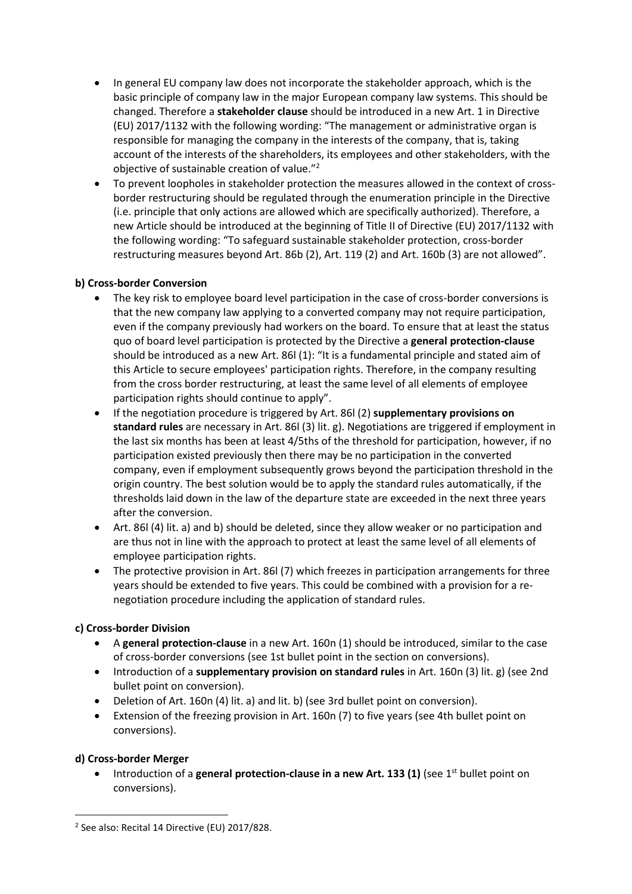- In general EU company law does not incorporate the stakeholder approach, which is the basic principle of company law in the major European company law systems. This should be changed. Therefore a **stakeholder clause** should be introduced in a new Art. 1 in Directive (EU) 2017/1132 with the following wording: "The management or administrative organ is responsible for managing the company in the interests of the company, that is, taking account of the interests of the shareholders, its employees and other stakeholders, with the objective of sustainable creation of value."[2]
- To prevent loopholes in stakeholder protection the measures allowed in the context of cross-border restructuring should be regulated through the enumeration principle in the Directive (i.e. principle that only actions are allowed which are specifically authorized). Therefore, a new Article should be introduced at the beginning of Title II of Directive (EU) 2017/1132 with the following wording: "To safeguard sustainable stakeholder protection, cross-border restructuring measures beyond Art. 86b (2), Art. 119 (2) and Art. 160b (3) are not allowed".

**b) Cross-border Conversion**

- The key risk to employee board level participation in the case of cross-border conversions is that the new company law applying to a converted company may not require participation, even if the company previously had workers on the board. To ensure that at least the status quo of board level participation is protected by the Directive a **general protection-clause** should be introduced as a new Art. 86l (1): "It is a fundamental principle and stated aim of this Article to secure employees' participation rights. Therefore, in the company resulting from the cross border restructuring, at least the same level of all elements of employee participation rights should continue to apply".
- If the negotiation procedure is triggered by Art. 86l (2) **supplementary provisions on standard rules** are necessary in Art. 86l (3) lit. g). Negotiations are triggered if employment in the last six months has been at least 4/5ths of the threshold for participation, however, if no participation existed previously then there may be no participation in the converted company, even if employment subsequently grows beyond the participation threshold in the origin country. The best solution would be to apply the standard rules automatically, if the thresholds laid down in the law of the departure state are exceeded in the next three years after the conversion.
- Art. 86l (4) lit. a) and b) should be deleted, since they allow weaker or no participation and are thus not in line with the approach to protect at least the same level of all elements of employee participation rights.
- The protective provision in Art. 86l (7) which freezes in participation arrangements for three years should be extended to five years. This could be combined with a provision for a re-negotiation procedure including the application of standard rules.

**c) Cross-border Division**

- A **general protection-clause** in a new Art. 160n (1) should be introduced, similar to the case of cross-border conversions (see 1st bullet point in the section on conversions).
- Introduction of a **supplementary provision on standard rules** in Art. 160n (3) lit. g) (see 2nd bullet point on conversion).
- Deletion of Art. 160n (4) lit. a) and lit. b) (see 3rd bullet point on conversion).
- Extension of the freezing provision in Art. 160n (7) to five years (see 4th bullet point on conversions).

**d) Cross-border Merger**

- Introduction of a **general protection-clause in a new Art. 133 (1)** (see 1st bullet point on conversions).

[2] See also: Recital 14 Directive (EU) 2017/828.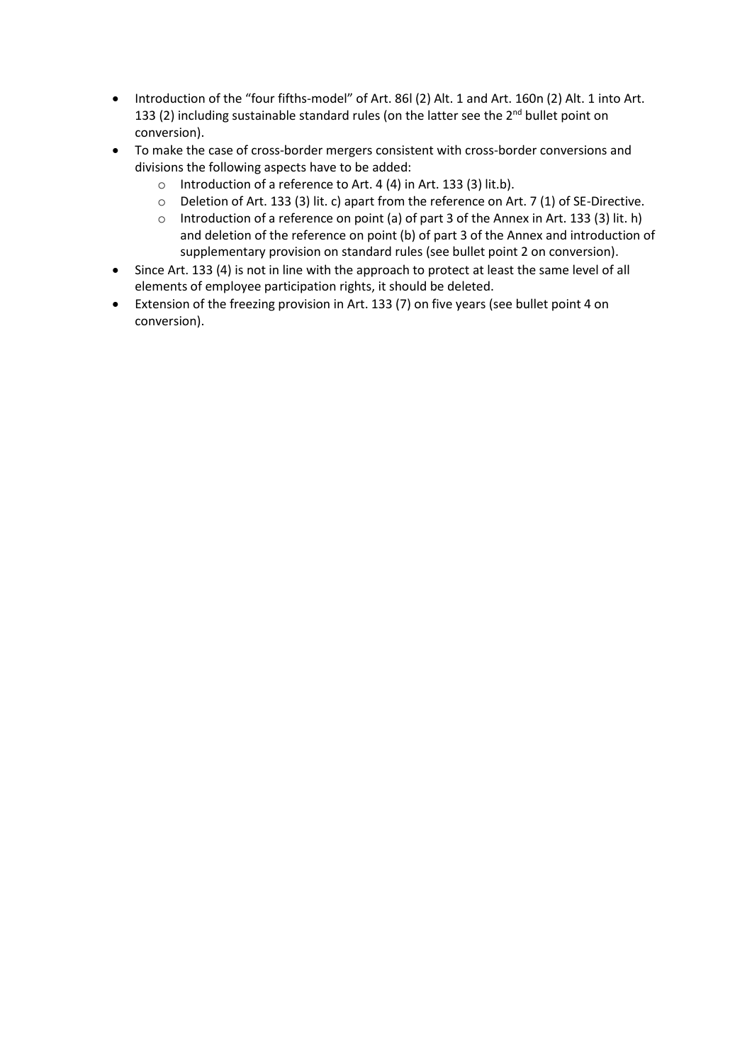- Introduction of the "four fifths-model" of Art. 86l (2) Alt. 1 and Art. 160n (2) Alt. 1 into Art. 133 (2) including sustainable standard rules (on the latter see the 2nd bullet point on conversion).
- To make the case of cross-border mergers consistent with cross-border conversions and divisions the following aspects have to be added:
    - Introduction of a reference to Art. 4 (4) in Art. 133 (3) lit.b).
    - Deletion of Art. 133 (3) lit. c) apart from the reference on Art. 7 (1) of SE-Directive.
    - Introduction of a reference on point (a) of part 3 of the Annex in Art. 133 (3) lit. h) and deletion of the reference on point (b) of part 3 of the Annex and introduction of supplementary provision on standard rules (see bullet point 2 on conversion).
- Since Art. 133 (4) is not in line with the approach to protect at least the same level of all elements of employee participation rights, it should be deleted.
- Extension of the freezing provision in Art. 133 (7) on five years (see bullet point 4 on conversion).